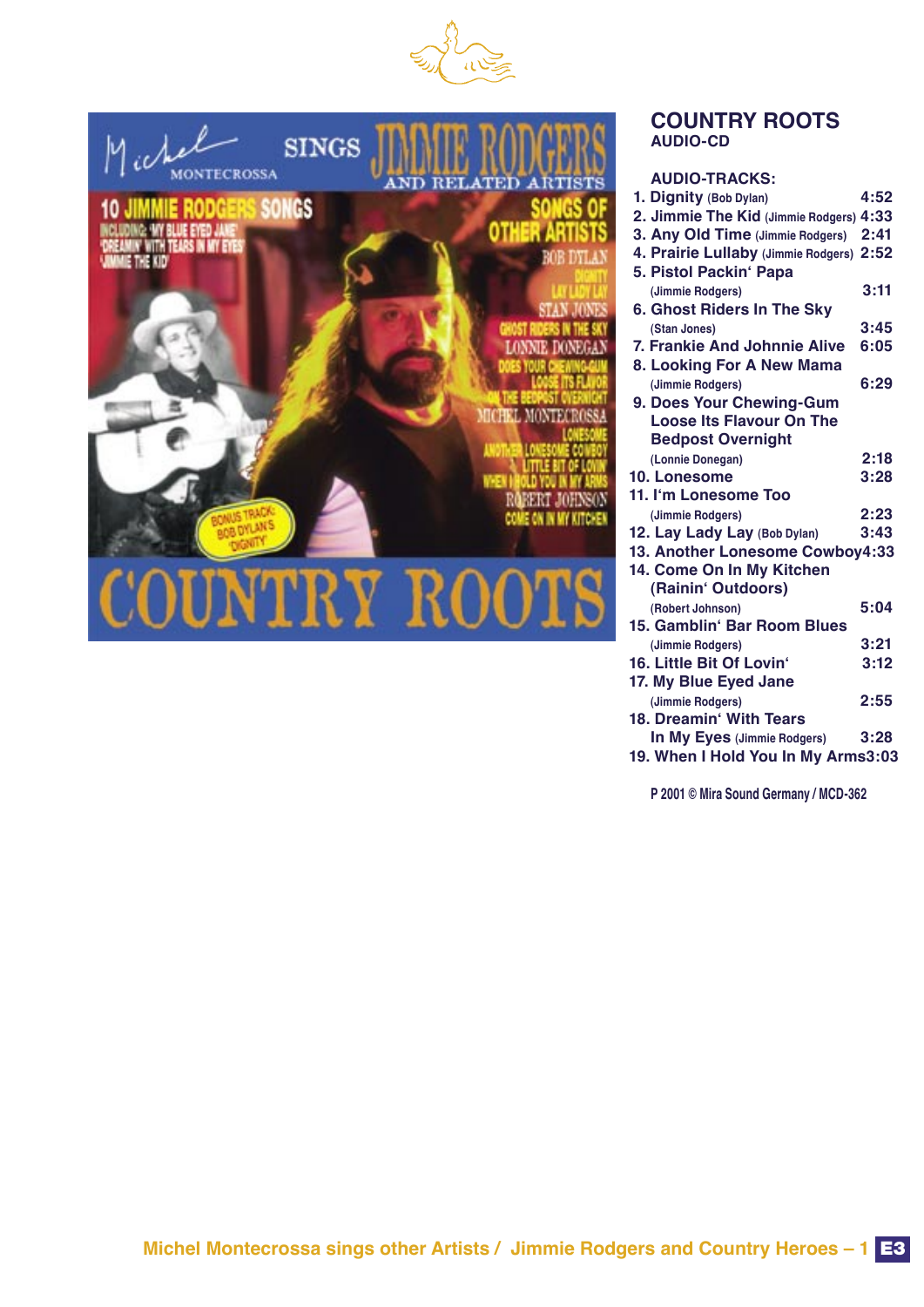## COUNTRY ROOTS

**AUDIO-CD**

**AUDIO-TRACKS:**

1. Dignity (Bob Dylan) 4:52
2. Jimmie The Kid (Jimmie Rodgers) 4:33
3. Any Old Time (Jimmie Rodgers) 2:41
4. Prairie Lullaby (Jimmie Rodgers) 2:52
5. Pistol Packin' Papa (Jimmie Rodgers) 3:11
6. Ghost Riders In The Sky (Stan Jones) 3:45
7. Frankie And Johnnie Alive 6:05
8. Looking For A New Mama (Jimmie Rodgers) 6:29
9. Does Your Chewing-Gum Loose Its Flavour On The Bedpost Overnight (Lonnie Donegan) 2:18
10. Lonesome 3:28
11. I'm Lonesome Too (Jimmie Rodgers) 2:23
12. Lay Lady Lay (Bob Dylan) 3:43
13. Another Lonesome Cowboy 4:33
14. Come On In My Kitchen (Rainin' Outdoors) (Robert Johnson) 5:04
15. Gamblin' Bar Room Blues (Jimmie Rodgers) 3:21
16. Little Bit Of Lovin' 3:12
17. My Blue Eyed Jane (Jimmie Rodgers) 2:55
18. Dreamin' With Tears In My Eyes (Jimmie Rodgers) 3:28
19. When I Hold You In My Arms 3:03

P 2001 © Mira Sound Germany / MCD-362

Michel Montecrossa sings other Artists / Jimmie Rodgers and Country Heroes – 1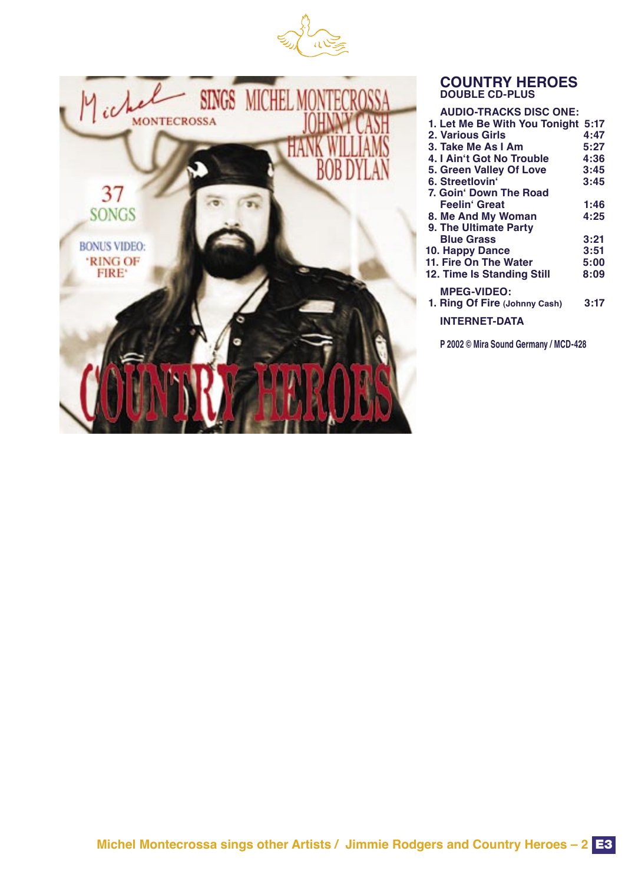## COUNTRY HEROES

**DOUBLE CD-PLUS**

**AUDIO-TRACKS DISC ONE:**

| | |
|---|---|
| 1. Let Me Be With You Tonight | 5:17 |
| 2. Various Girls | 4:47 |
| 3. Take Me As I Am | 5:27 |
| 4. I Ain't Got No Trouble | 4:36 |
| 5. Green Valley Of Love | 3:45 |
| 6. Streetlovin' | 3:45 |
| 7. Goin' Down The Road Feelin' Great | 1:46 |
| 8. Me And My Woman | 4:25 |
| 9. The Ultimate Party Blue Grass | 3:21 |
| 10. Happy Dance | 3:51 |
| 11. Fire On The Water | 5:00 |
| 12. Time Is Standing Still | 8:09 |

**MPEG-VIDEO:**

| | |
|---|---|
| 1. Ring Of Fire (Johnny Cash) | 3:17 |

**INTERNET-DATA**

P 2002 © Mira Sound Germany / MCD-428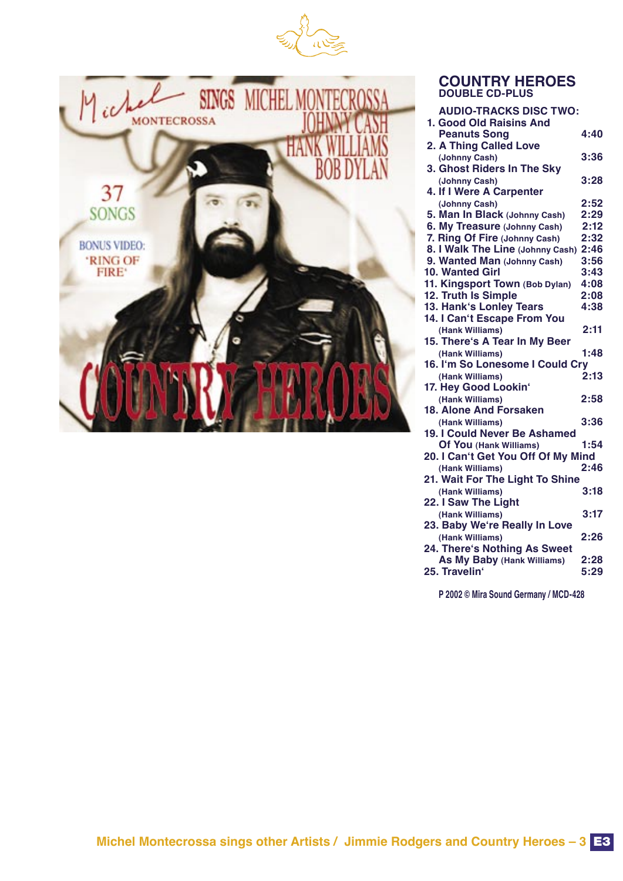## COUNTRY HEROES
### DOUBLE CD-PLUS

**AUDIO-TRACKS DISC TWO:**

| | |
|---|---|
| 1. Good Old Raisins And Peanuts Song | 4:40 |
| 2. A Thing Called Love (Johnny Cash) | 3:36 |
| 3. Ghost Riders In The Sky (Johnny Cash) | 3:28 |
| 4. If I Were A Carpenter (Johnny Cash) | 2:52 |
| 5. Man In Black (Johnny Cash) | 2:29 |
| 6. My Treasure (Johnny Cash) | 2:12 |
| 7. Ring Of Fire (Johnny Cash) | 2:32 |
| 8. I Walk The Line (Johnny Cash) | 2:46 |
| 9. Wanted Man (Johnny Cash) | 3:56 |
| 10. Wanted Girl | 3:43 |
| 11. Kingsport Town (Bob Dylan) | 4:08 |
| 12. Truth Is Simple | 2:08 |
| 13. Hank's Lonley Tears | 4:38 |
| 14. I Can't Escape From You (Hank Williams) | 2:11 |
| 15. There's A Tear In My Beer (Hank Williams) | 1:48 |
| 16. I'm So Lonesome I Could Cry (Hank Williams) | 2:13 |
| 17. Hey Good Lookin' (Hank Williams) | 2:58 |
| 18. Alone And Forsaken (Hank Williams) | 3:36 |
| 19. I Could Never Be Ashamed Of You (Hank Williams) | 1:54 |
| 20. I Can't Get You Off Of My Mind (Hank Williams) | 2:46 |
| 21. Wait For The Light To Shine (Hank Williams) | 3:18 |
| 22. I Saw The Light (Hank Williams) | 3:17 |
| 23. Baby We're Really In Love (Hank Williams) | 2:26 |
| 24. There's Nothing As Sweet As My Baby (Hank Williams) | 2:28 |
| 25. Travelin' | 5:29 |

P 2002 © Mira Sound Germany / MCD-428